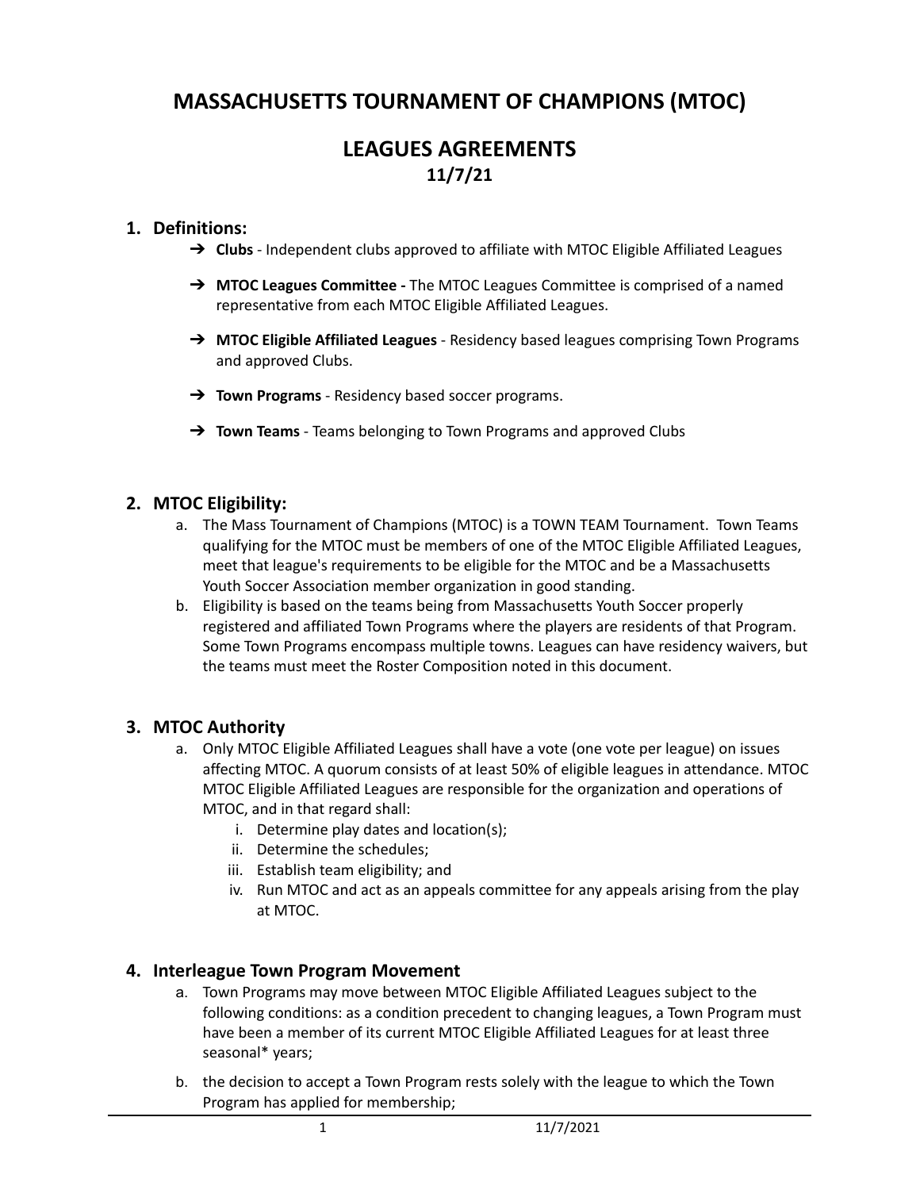# MASSACHUSETTS TOURNAMENT OF CHAMPIONS (MTOC)

## LEAGUES AGREEMENTS
### 11/7/21

## 1. Definitions:

- ➔ **Clubs** - Independent clubs approved to affiliate with MTOC Eligible Affiliated Leagues
- ➔ **MTOC Leagues Committee -** The MTOC Leagues Committee is comprised of a named representative from each MTOC Eligible Affiliated Leagues.
- ➔ **MTOC Eligible Affiliated Leagues** - Residency based leagues comprising Town Programs and approved Clubs.
- ➔ **Town Programs** - Residency based soccer programs.
- ➔ **Town Teams** - Teams belonging to Town Programs and approved Clubs

## 2. MTOC Eligibility:

a. The Mass Tournament of Champions (MTOC) is a TOWN TEAM Tournament. Town Teams qualifying for the MTOC must be members of one of the MTOC Eligible Affiliated Leagues, meet that league's requirements to be eligible for the MTOC and be a Massachusetts Youth Soccer Association member organization in good standing.

b. Eligibility is based on the teams being from Massachusetts Youth Soccer properly registered and affiliated Town Programs where the players are residents of that Program. Some Town Programs encompass multiple towns. Leagues can have residency waivers, but the teams must meet the Roster Composition noted in this document.

## 3. MTOC Authority

a. Only MTOC Eligible Affiliated Leagues shall have a vote (one vote per league) on issues affecting MTOC. A quorum consists of at least 50% of eligible leagues in attendance. MTOC MTOC Eligible Affiliated Leagues are responsible for the organization and operations of MTOC, and in that regard shall:

   i. Determine play dates and location(s);
   ii. Determine the schedules;
   iii. Establish team eligibility; and
   iv. Run MTOC and act as an appeals committee for any appeals arising from the play at MTOC.

## 4. Interleague Town Program Movement

a. Town Programs may move between MTOC Eligible Affiliated Leagues subject to the following conditions: as a condition precedent to changing leagues, a Town Program must have been a member of its current MTOC Eligible Affiliated Leagues for at least three seasonal* years;

b. the decision to accept a Town Program rests solely with the league to which the Town Program has applied for membership;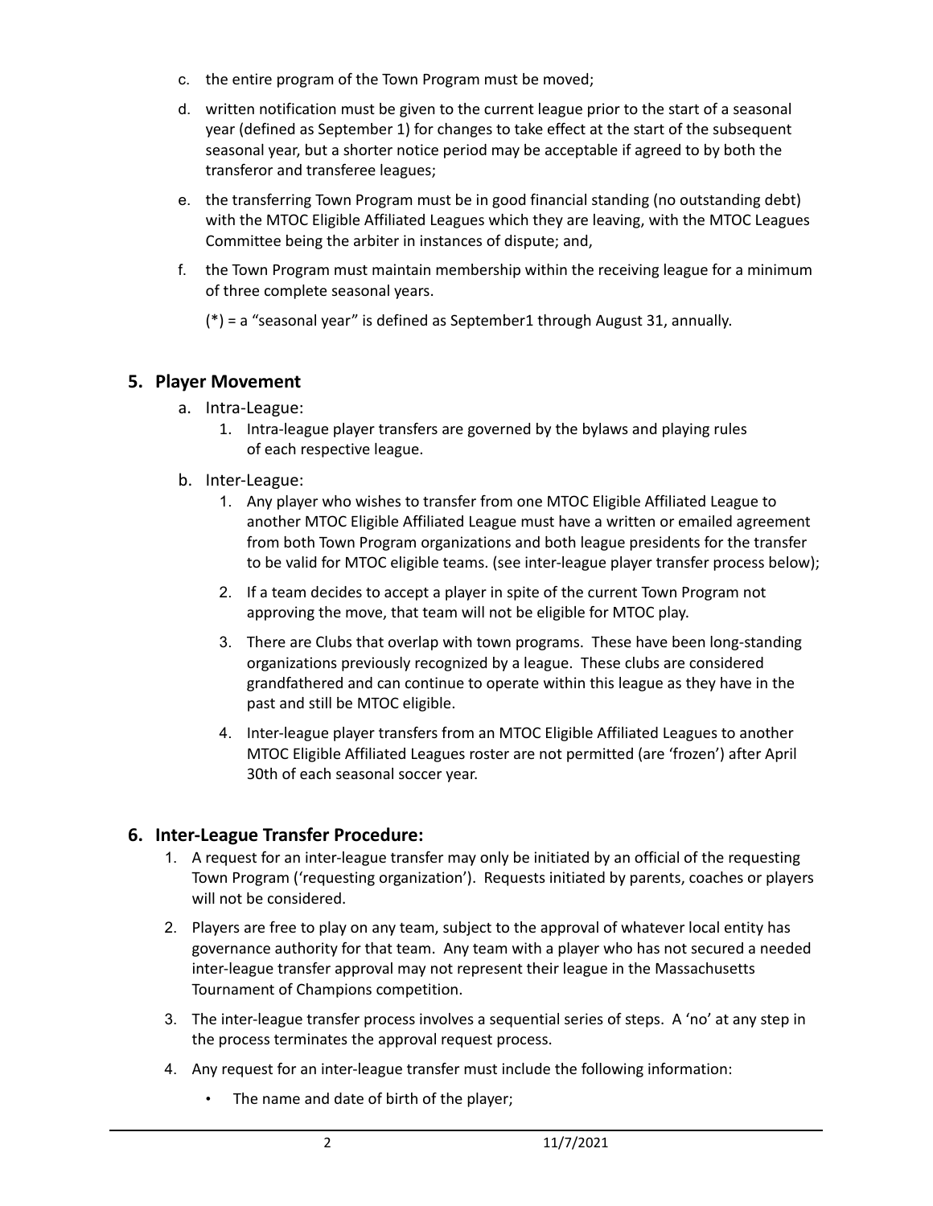c. the entire program of the Town Program must be moved;

d. written notification must be given to the current league prior to the start of a seasonal year (defined as September 1) for changes to take effect at the start of the subsequent seasonal year, but a shorter notice period may be acceptable if agreed to by both the transferor and transferee leagues;

e. the transferring Town Program must be in good financial standing (no outstanding debt) with the MTOC Eligible Affiliated Leagues which they are leaving, with the MTOC Leagues Committee being the arbiter in instances of dispute; and,

f. the Town Program must maintain membership within the receiving league for a minimum of three complete seasonal years.

(*) = a "seasonal year" is defined as September1 through August 31, annually.

## 5. Player Movement

a. Intra-League:

1. Intra-league player transfers are governed by the bylaws and playing rules of each respective league.

b. Inter-League:

1. Any player who wishes to transfer from one MTOC Eligible Affiliated League to another MTOC Eligible Affiliated League must have a written or emailed agreement from both Town Program organizations and both league presidents for the transfer to be valid for MTOC eligible teams. (see inter-league player transfer process below);
2. If a team decides to accept a player in spite of the current Town Program not approving the move, that team will not be eligible for MTOC play.
3. There are Clubs that overlap with town programs. These have been long-standing organizations previously recognized by a league. These clubs are considered grandfathered and can continue to operate within this league as they have in the past and still be MTOC eligible.
4. Inter-league player transfers from an MTOC Eligible Affiliated Leagues to another MTOC Eligible Affiliated Leagues roster are not permitted (are 'frozen') after April 30th of each seasonal soccer year.

## 6. Inter-League Transfer Procedure:

1. A request for an inter-league transfer may only be initiated by an official of the requesting Town Program ('requesting organization'). Requests initiated by parents, coaches or players will not be considered.
2. Players are free to play on any team, subject to the approval of whatever local entity has governance authority for that team. Any team with a player who has not secured a needed inter-league transfer approval may not represent their league in the Massachusetts Tournament of Champions competition.
3. The inter-league transfer process involves a sequential series of steps. A 'no' at any step in the process terminates the approval request process.
4. Any request for an inter-league transfer must include the following information:
   - The name and date of birth of the player;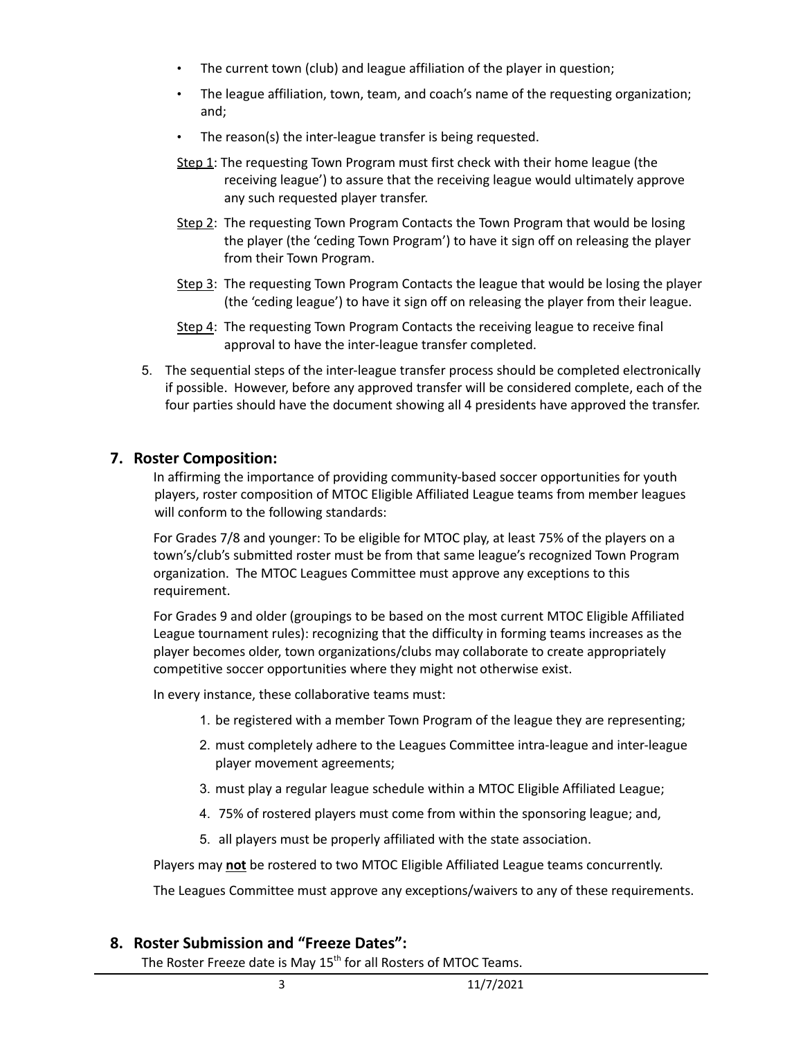- The current town (club) and league affiliation of the player in question;
- The league affiliation, town, team, and coach's name of the requesting organization; and;
- The reason(s) the inter-league transfer is being requested.

Step 1: The requesting Town Program must first check with their home league (the receiving league') to assure that the receiving league would ultimately approve any such requested player transfer.

Step 2: The requesting Town Program Contacts the Town Program that would be losing the player (the 'ceding Town Program') to have it sign off on releasing the player from their Town Program.

Step 3: The requesting Town Program Contacts the league that would be losing the player (the 'ceding league') to have it sign off on releasing the player from their league.

Step 4: The requesting Town Program Contacts the receiving league to receive final approval to have the inter-league transfer completed.

5. The sequential steps of the inter-league transfer process should be completed electronically if possible. However, before any approved transfer will be considered complete, each of the four parties should have the document showing all 4 presidents have approved the transfer.

## 7. Roster Composition:

In affirming the importance of providing community-based soccer opportunities for youth players, roster composition of MTOC Eligible Affiliated League teams from member leagues will conform to the following standards:

For Grades 7/8 and younger: To be eligible for MTOC play, at least 75% of the players on a town's/club's submitted roster must be from that same league's recognized Town Program organization. The MTOC Leagues Committee must approve any exceptions to this requirement.

For Grades 9 and older (groupings to be based on the most current MTOC Eligible Affiliated League tournament rules): recognizing that the difficulty in forming teams increases as the player becomes older, town organizations/clubs may collaborate to create appropriately competitive soccer opportunities where they might not otherwise exist.

In every instance, these collaborative teams must:

1. be registered with a member Town Program of the league they are representing;
2. must completely adhere to the Leagues Committee intra-league and inter-league player movement agreements;
3. must play a regular league schedule within a MTOC Eligible Affiliated League;
4. 75% of rostered players must come from within the sponsoring league; and,
5. all players must be properly affiliated with the state association.

Players may **not** be rostered to two MTOC Eligible Affiliated League teams concurrently.

The Leagues Committee must approve any exceptions/waivers to any of these requirements.

## 8. Roster Submission and "Freeze Dates":

The Roster Freeze date is May 15th for all Rosters of MTOC Teams.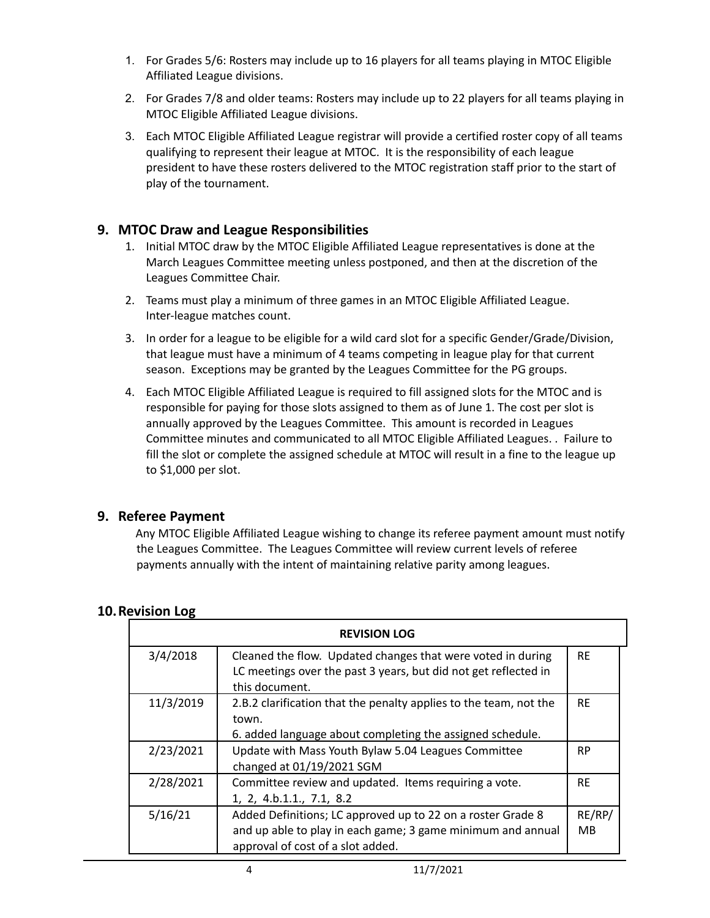1. For Grades 5/6: Rosters may include up to 16 players for all teams playing in MTOC Eligible Affiliated League divisions.

2. For Grades 7/8 and older teams: Rosters may include up to 22 players for all teams playing in MTOC Eligible Affiliated League divisions.

3. Each MTOC Eligible Affiliated League registrar will provide a certified roster copy of all teams qualifying to represent their league at MTOC. It is the responsibility of each league president to have these rosters delivered to the MTOC registration staff prior to the start of play of the tournament.

## 9. MTOC Draw and League Responsibilities

1. Initial MTOC draw by the MTOC Eligible Affiliated League representatives is done at the March Leagues Committee meeting unless postponed, and then at the discretion of the Leagues Committee Chair.

2. Teams must play a minimum of three games in an MTOC Eligible Affiliated League. Inter-league matches count.

3. In order for a league to be eligible for a wild card slot for a specific Gender/Grade/Division, that league must have a minimum of 4 teams competing in league play for that current season. Exceptions may be granted by the Leagues Committee for the PG groups.

4. Each MTOC Eligible Affiliated League is required to fill assigned slots for the MTOC and is responsible for paying for those slots assigned to them as of June 1. The cost per slot is annually approved by the Leagues Committee. This amount is recorded in Leagues Committee minutes and communicated to all MTOC Eligible Affiliated Leagues. . Failure to fill the slot or complete the assigned schedule at MTOC will result in a fine to the league up to $1,000 per slot.

## 9. Referee Payment

Any MTOC Eligible Affiliated League wishing to change its referee payment amount must notify the Leagues Committee. The Leagues Committee will review current levels of referee payments annually with the intent of maintaining relative parity among leagues.

## 10. Revision Log

| REVISION LOG | | |
|---|---|---|
| 3/4/2018 | Cleaned the flow. Updated changes that were voted in during LC meetings over the past 3 years, but did not get reflected in this document. | RE |
| 11/3/2019 | 2.B.2 clarification that the penalty applies to the team, not the town.<br>6. added language about completing the assigned schedule. | RE |
| 2/23/2021 | Update with Mass Youth Bylaw 5.04 Leagues Committee changed at 01/19/2021 SGM | RP |
| 2/28/2021 | Committee review and updated. Items requiring a vote.<br>1, 2, 4.b.1.1., 7.1, 8.2 | RE |
| 5/16/21 | Added Definitions; LC approved up to 22 on a roster Grade 8 and up able to play in each game; 3 game minimum and annual approval of cost of a slot added. | RE/RP/MB |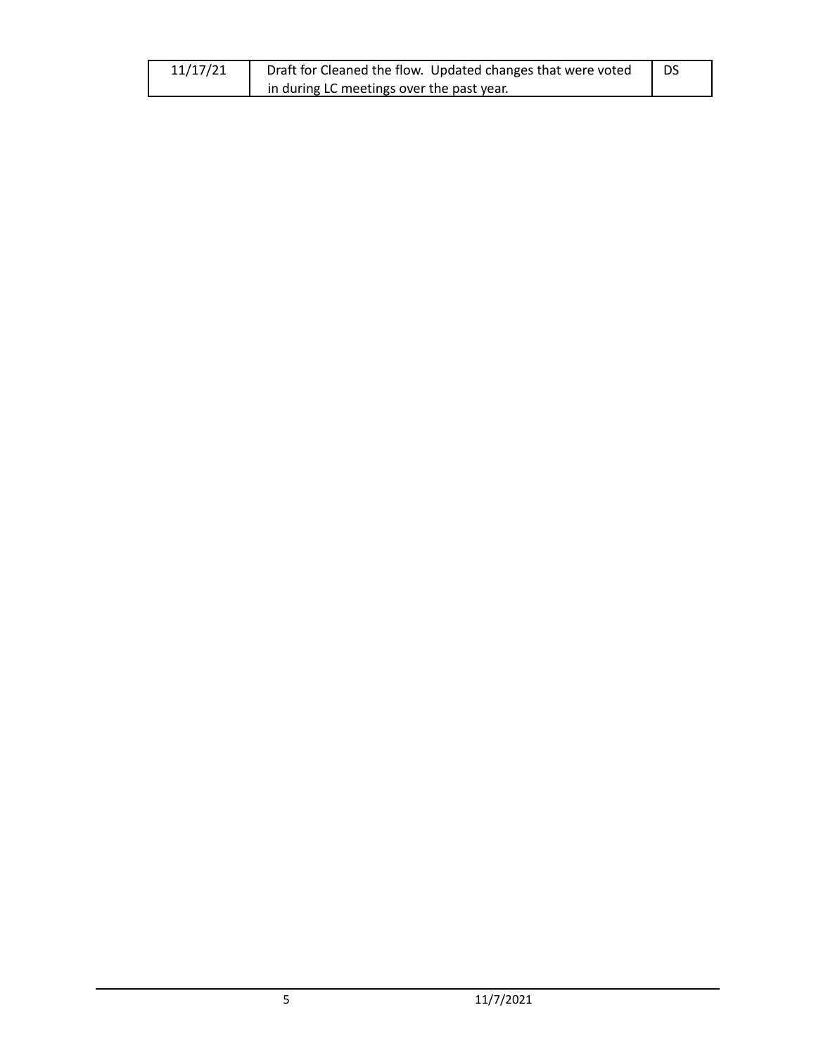| | | |
|---|---|---|
| 11/17/21 | Draft for Cleaned the flow. Updated changes that were voted in during LC meetings over the past year. | DS |